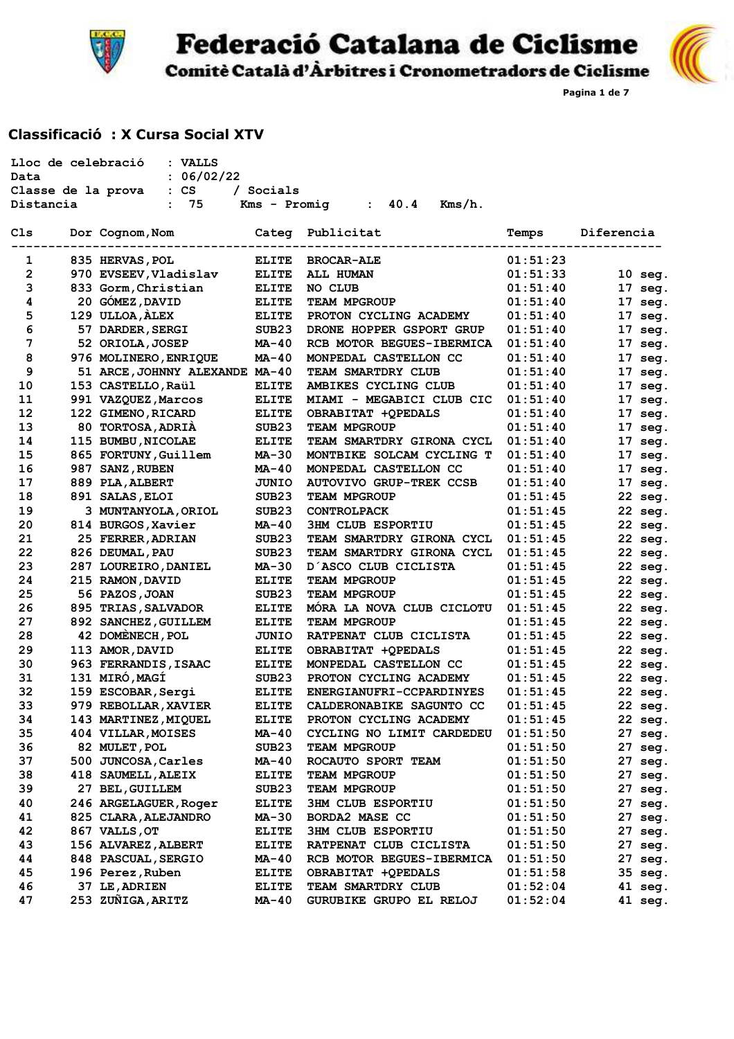# Federació Catalana de Ciclisme

## Comitè Català d'Àrbitres i Cronometradors de Ciclisme

## Classificació : X Cursa Social XTV

```
Lloc de celebració    : VALLS
Data                  : 06/02/22
Classe de la prova    : CS      / Socials
Distancia             :  75     Kms - Promig      :  40.4    Kms/h.
```

| Cls | Dor | Cognom,Nom | Categ | Publicitat | Temps | Diferencia |
|---|---|---|---|---|---|---|
| 1 | 835 | HERVAS,POL | ELITE | BROCAR-ALE | 01:51:23 | |
| 2 | 970 | EVSEEV,Vladislav | ELITE | ALL HUMAN | 01:51:33 | 10 seg. |
| 3 | 833 | Gorm,Christian | ELITE | NO CLUB | 01:51:40 | 17 seg. |
| 4 | 20 | GÓMEZ,DAVID | ELITE | TEAM MPGROUP | 01:51:40 | 17 seg. |
| 5 | 129 | ULLOA,ÀLEX | ELITE | PROTON CYCLING ACADEMY | 01:51:40 | 17 seg. |
| 6 | 57 | DARDER,SERGI | SUB23 | DRONE HOPPER GSPORT GRUP | 01:51:40 | 17 seg. |
| 7 | 52 | ORIOLA,JOSEP | MA-40 | RCB MOTOR BEGUES-IBERMICA | 01:51:40 | 17 seg. |
| 8 | 976 | MOLINERO,ENRIQUE | MA-40 | MONPEDAL CASTELLON CC | 01:51:40 | 17 seg. |
| 9 | 51 | ARCE,JOHNNY ALEXANDE | MA-40 | TEAM SMARTDRY CLUB | 01:51:40 | 17 seg. |
| 10 | 153 | CASTELLO,Raül | ELITE | AMBIKES CYCLING CLUB | 01:51:40 | 17 seg. |
| 11 | 991 | VAZQUEZ,Marcos | ELITE | MIAMI - MEGABICI CLUB CIC | 01:51:40 | 17 seg. |
| 12 | 122 | GIMENO,RICARD | ELITE | OBRABITAT +QPEDALS | 01:51:40 | 17 seg. |
| 13 | 80 | TORTOSA,ADRIÀ | SUB23 | TEAM MPGROUP | 01:51:40 | 17 seg. |
| 14 | 115 | BUMBU,NICOLAE | ELITE | TEAM SMARTDRY GIRONA CYCL | 01:51:40 | 17 seg. |
| 15 | 865 | FORTUNY,Guillem | MA-30 | MONTBIKE SOLCAM CYCLING T | 01:51:40 | 17 seg. |
| 16 | 987 | SANZ,RUBEN | MA-40 | MONPEDAL CASTELLON CC | 01:51:40 | 17 seg. |
| 17 | 889 | PLA,ALBERT | JUNIO | AUTOVIVO GRUP-TREK CCSB | 01:51:40 | 17 seg. |
| 18 | 891 | SALAS,ELOI | SUB23 | TEAM MPGROUP | 01:51:45 | 22 seg. |
| 19 | 3 | MUNTANYOLA,ORIOL | SUB23 | CONTROLPACK | 01:51:45 | 22 seg. |
| 20 | 814 | BURGOS,Xavier | MA-40 | 3HM CLUB ESPORTIU | 01:51:45 | 22 seg. |
| 21 | 25 | FERRER,ADRIAN | SUB23 | TEAM SMARTDRY GIRONA CYCL | 01:51:45 | 22 seg. |
| 22 | 826 | DEUMAL,PAU | SUB23 | TEAM SMARTDRY GIRONA CYCL | 01:51:45 | 22 seg. |
| 23 | 287 | LOUREIRO,DANIEL | MA-30 | D´ASCO CLUB CICLISTA | 01:51:45 | 22 seg. |
| 24 | 215 | RAMON,DAVID | ELITE | TEAM MPGROUP | 01:51:45 | 22 seg. |
| 25 | 56 | PAZOS,JOAN | SUB23 | TEAM MPGROUP | 01:51:45 | 22 seg. |
| 26 | 895 | TRIAS,SALVADOR | ELITE | MÓRA LA NOVA CLUB CICLOTU | 01:51:45 | 22 seg. |
| 27 | 892 | SANCHEZ,GUILLEM | ELITE | TEAM MPGROUP | 01:51:45 | 22 seg. |
| 28 | 42 | DOMÈNECH,POL | JUNIO | RATPENAT CLUB CICLISTA | 01:51:45 | 22 seg. |
| 29 | 113 | AMOR,DAVID | ELITE | OBRABITAT +QPEDALS | 01:51:45 | 22 seg. |
| 30 | 963 | FERRANDIS,ISAAC | ELITE | MONPEDAL CASTELLON CC | 01:51:45 | 22 seg. |
| 31 | 131 | MIRÓ,MAGÍ | SUB23 | PROTON CYCLING ACADEMY | 01:51:45 | 22 seg. |
| 32 | 159 | ESCOBAR,Sergi | ELITE | ENERGIANUFRI-CCPARDINYES | 01:51:45 | 22 seg. |
| 33 | 979 | REBOLLAR,XAVIER | ELITE | CALDERONABIKE SAGUNTO CC | 01:51:45 | 22 seg. |
| 34 | 143 | MARTINEZ,MIQUEL | ELITE | PROTON CYCLING ACADEMY | 01:51:45 | 22 seg. |
| 35 | 404 | VILLAR,MOISES | MA-40 | CYCLING NO LIMIT CARDEDEU | 01:51:50 | 27 seg. |
| 36 | 82 | MULET,POL | SUB23 | TEAM MPGROUP | 01:51:50 | 27 seg. |
| 37 | 500 | JUNCOSA,Carles | MA-40 | ROCAUTO SPORT TEAM | 01:51:50 | 27 seg. |
| 38 | 418 | SAUMELL,ALEIX | ELITE | TEAM MPGROUP | 01:51:50 | 27 seg. |
| 39 | 27 | BEL,GUILLEM | SUB23 | TEAM MPGROUP | 01:51:50 | 27 seg. |
| 40 | 246 | ARGELAGUER,Roger | ELITE | 3HM CLUB ESPORTIU | 01:51:50 | 27 seg. |
| 41 | 825 | CLARA,ALEJANDRO | MA-30 | BORDA2 MASE CC | 01:51:50 | 27 seg. |
| 42 | 867 | VALLS,OT | ELITE | 3HM CLUB ESPORTIU | 01:51:50 | 27 seg. |
| 43 | 156 | ALVAREZ,ALBERT | ELITE | RATPENAT CLUB CICLISTA | 01:51:50 | 27 seg. |
| 44 | 848 | PASCUAL,SERGIO | MA-40 | RCB MOTOR BEGUES-IBERMICA | 01:51:50 | 27 seg. |
| 45 | 196 | Perez,Ruben | ELITE | OBRABITAT +QPEDALS | 01:51:58 | 35 seg. |
| 46 | 37 | LE,ADRIEN | ELITE | TEAM SMARTDRY CLUB | 01:52:04 | 41 seg. |
| 47 | 253 | ZUÑIGA,ARITZ | MA-40 | GURUBIKE GRUPO EL RELOJ | 01:52:04 | 41 seg. |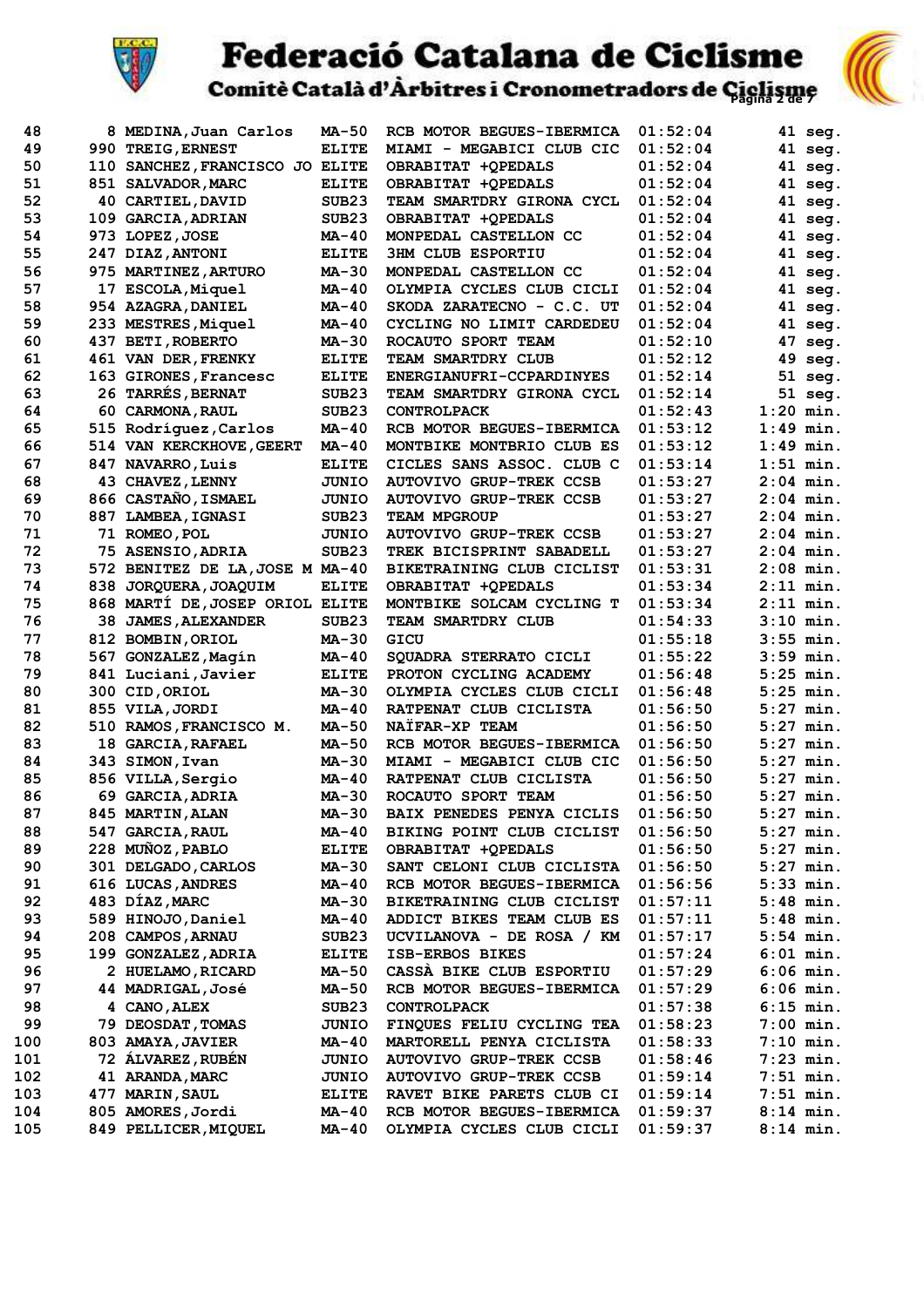# Federació Catalana de Ciclisme

## Comitè Català d'Àrbitres i Cronometradors de Ciclisme

| | | | | | | |
|---|---|---|---|---|---|---|
| 48 | 8 | MEDINA,Juan Carlos | MA-50 | RCB MOTOR BEGUES-IBERMICA | 01:52:04 | 41 seg. |
| 49 | 990 | TREIG,ERNEST | ELITE | MIAMI - MEGABICI CLUB CIC | 01:52:04 | 41 seg. |
| 50 | 110 | SANCHEZ,FRANCISCO JO | ELITE | OBRABITAT +QPEDALS | 01:52:04 | 41 seg. |
| 51 | 851 | SALVADOR,MARC | ELITE | OBRABITAT +QPEDALS | 01:52:04 | 41 seg. |
| 52 | 40 | CARTIEL,DAVID | SUB23 | TEAM SMARTDRY GIRONA CYCL | 01:52:04 | 41 seg. |
| 53 | 109 | GARCIA,ADRIAN | SUB23 | OBRABITAT +QPEDALS | 01:52:04 | 41 seg. |
| 54 | 973 | LOPEZ,JOSE | MA-40 | MONPEDAL CASTELLON CC | 01:52:04 | 41 seg. |
| 55 | 247 | DIAZ,ANTONI | ELITE | 3HM CLUB ESPORTIU | 01:52:04 | 41 seg. |
| 56 | 975 | MARTINEZ,ARTURO | MA-30 | MONPEDAL CASTELLON CC | 01:52:04 | 41 seg. |
| 57 | 17 | ESCOLA,Miquel | MA-40 | OLYMPIA CYCLES CLUB CICLI | 01:52:04 | 41 seg. |
| 58 | 954 | AZAGRA,DANIEL | MA-40 | SKODA ZARATECNO - C.C. UT | 01:52:04 | 41 seg. |
| 59 | 233 | MESTRES,Miquel | MA-40 | CYCLING NO LIMIT CARDEDEU | 01:52:04 | 41 seg. |
| 60 | 437 | BETI,ROBERTO | MA-30 | ROCAUTO SPORT TEAM | 01:52:10 | 47 seg. |
| 61 | 461 | VAN DER,FRENKY | ELITE | TEAM SMARTDRY CLUB | 01:52:12 | 49 seg. |
| 62 | 163 | GIRONES,Francesc | ELITE | ENERGIANUFRI-CCPARDINYES | 01:52:14 | 51 seg. |
| 63 | 26 | TARRÉS,BERNAT | SUB23 | TEAM SMARTDRY GIRONA CYCL | 01:52:14 | 51 seg. |
| 64 | 60 | CARMONA,RAUL | SUB23 | CONTROLPACK | 01:52:43 | 1:20 min. |
| 65 | 515 | Rodríguez,Carlos | MA-40 | RCB MOTOR BEGUES-IBERMICA | 01:53:12 | 1:49 min. |
| 66 | 514 | VAN KERCKHOVE,GEERT | MA-40 | MONTBIKE MONTBRIO CLUB ES | 01:53:12 | 1:49 min. |
| 67 | 847 | NAVARRO,Luis | ELITE | CICLES SANS ASSOC. CLUB C | 01:53:14 | 1:51 min. |
| 68 | 43 | CHAVEZ,LENNY | JUNIO | AUTOVIVO GRUP-TREK CCSB | 01:53:27 | 2:04 min. |
| 69 | 866 | CASTAÑO,ISMAEL | JUNIO | AUTOVIVO GRUP-TREK CCSB | 01:53:27 | 2:04 min. |
| 70 | 887 | LAMBEA,IGNASI | SUB23 | TEAM MPGROUP | 01:53:27 | 2:04 min. |
| 71 | 71 | ROMEO,POL | JUNIO | AUTOVIVO GRUP-TREK CCSB | 01:53:27 | 2:04 min. |
| 72 | 75 | ASENSIO,ADRIA | SUB23 | TREK BICISPRINT SABADELL | 01:53:27 | 2:04 min. |
| 73 | 572 | BENITEZ DE LA,JOSE M | MA-40 | BIKETRAINING CLUB CICLIST | 01:53:31 | 2:08 min. |
| 74 | 838 | JORQUERA,JOAQUIM | ELITE | OBRABITAT +QPEDALS | 01:53:34 | 2:11 min. |
| 75 | 868 | MARTÍ DE,JOSEP ORIOL | ELITE | MONTBIKE SOLCAM CYCLING T | 01:53:34 | 2:11 min. |
| 76 | 38 | JAMES,ALEXANDER | SUB23 | TEAM SMARTDRY CLUB | 01:54:33 | 3:10 min. |
| 77 | 812 | BOMBIN,ORIOL | MA-30 | GICU | 01:55:18 | 3:55 min. |
| 78 | 567 | GONZALEZ,Magín | MA-40 | SQUADRA STERRATO CICLI | 01:55:22 | 3:59 min. |
| 79 | 841 | Luciani,Javier | ELITE | PROTON CYCLING ACADEMY | 01:56:48 | 5:25 min. |
| 80 | 300 | CID,ORIOL | MA-30 | OLYMPIA CYCLES CLUB CICLI | 01:56:48 | 5:25 min. |
| 81 | 855 | VILA,JORDI | MA-40 | RATPENAT CLUB CICLISTA | 01:56:50 | 5:27 min. |
| 82 | 510 | RAMOS,FRANCISCO M. | MA-50 | NAÏFAR-XP TEAM | 01:56:50 | 5:27 min. |
| 83 | 18 | GARCIA,RAFAEL | MA-50 | RCB MOTOR BEGUES-IBERMICA | 01:56:50 | 5:27 min. |
| 84 | 343 | SIMON,Ivan | MA-30 | MIAMI - MEGABICI CLUB CIC | 01:56:50 | 5:27 min. |
| 85 | 856 | VILLA,Sergio | MA-40 | RATPENAT CLUB CICLISTA | 01:56:50 | 5:27 min. |
| 86 | 69 | GARCIA,ADRIA | MA-30 | ROCAUTO SPORT TEAM | 01:56:50 | 5:27 min. |
| 87 | 845 | MARTIN,ALAN | MA-30 | BAIX PENEDES PENYA CICLIS | 01:56:50 | 5:27 min. |
| 88 | 547 | GARCIA,RAUL | MA-40 | BIKING POINT CLUB CICLIST | 01:56:50 | 5:27 min. |
| 89 | 228 | MUÑOZ,PABLO | ELITE | OBRABITAT +QPEDALS | 01:56:50 | 5:27 min. |
| 90 | 301 | DELGADO,CARLOS | MA-30 | SANT CELONI CLUB CICLISTA | 01:56:50 | 5:27 min. |
| 91 | 616 | LUCAS,ANDRES | MA-40 | RCB MOTOR BEGUES-IBERMICA | 01:56:56 | 5:33 min. |
| 92 | 483 | DÍAZ,MARC | MA-30 | BIKETRAINING CLUB CICLIST | 01:57:11 | 5:48 min. |
| 93 | 589 | HINOJO,Daniel | MA-40 | ADDICT BIKES TEAM CLUB ES | 01:57:11 | 5:48 min. |
| 94 | 208 | CAMPOS,ARNAU | SUB23 | UCVILANOVA - DE ROSA / KM | 01:57:17 | 5:54 min. |
| 95 | 199 | GONZALEZ,ADRIA | ELITE | ISB-ERBOS BIKES | 01:57:24 | 6:01 min. |
| 96 | 2 | HUELAMO,RICARD | MA-50 | CASSÀ BIKE CLUB ESPORTIU | 01:57:29 | 6:06 min. |
| 97 | 44 | MADRIGAL,José | MA-50 | RCB MOTOR BEGUES-IBERMICA | 01:57:29 | 6:06 min. |
| 98 | 4 | CANO,ALEX | SUB23 | CONTROLPACK | 01:57:38 | 6:15 min. |
| 99 | 79 | DEOSDAT,TOMAS | JUNIO | FINQUES FELIU CYCLING TEA | 01:58:23 | 7:00 min. |
| 100 | 803 | AMAYA,JAVIER | MA-40 | MARTORELL PENYA CICLISTA | 01:58:33 | 7:10 min. |
| 101 | 72 | ÁLVAREZ,RUBÉN | JUNIO | AUTOVIVO GRUP-TREK CCSB | 01:58:46 | 7:23 min. |
| 102 | 41 | ARANDA,MARC | JUNIO | AUTOVIVO GRUP-TREK CCSB | 01:59:14 | 7:51 min. |
| 103 | 477 | MARIN,SAUL | ELITE | RAVET BIKE PARETS CLUB CI | 01:59:14 | 7:51 min. |
| 104 | 805 | AMORES,Jordi | MA-40 | RCB MOTOR BEGUES-IBERMICA | 01:59:37 | 8:14 min. |
| 105 | 849 | PELLICER,MIQUEL | MA-40 | OLYMPIA CYCLES CLUB CICLI | 01:59:37 | 8:14 min. |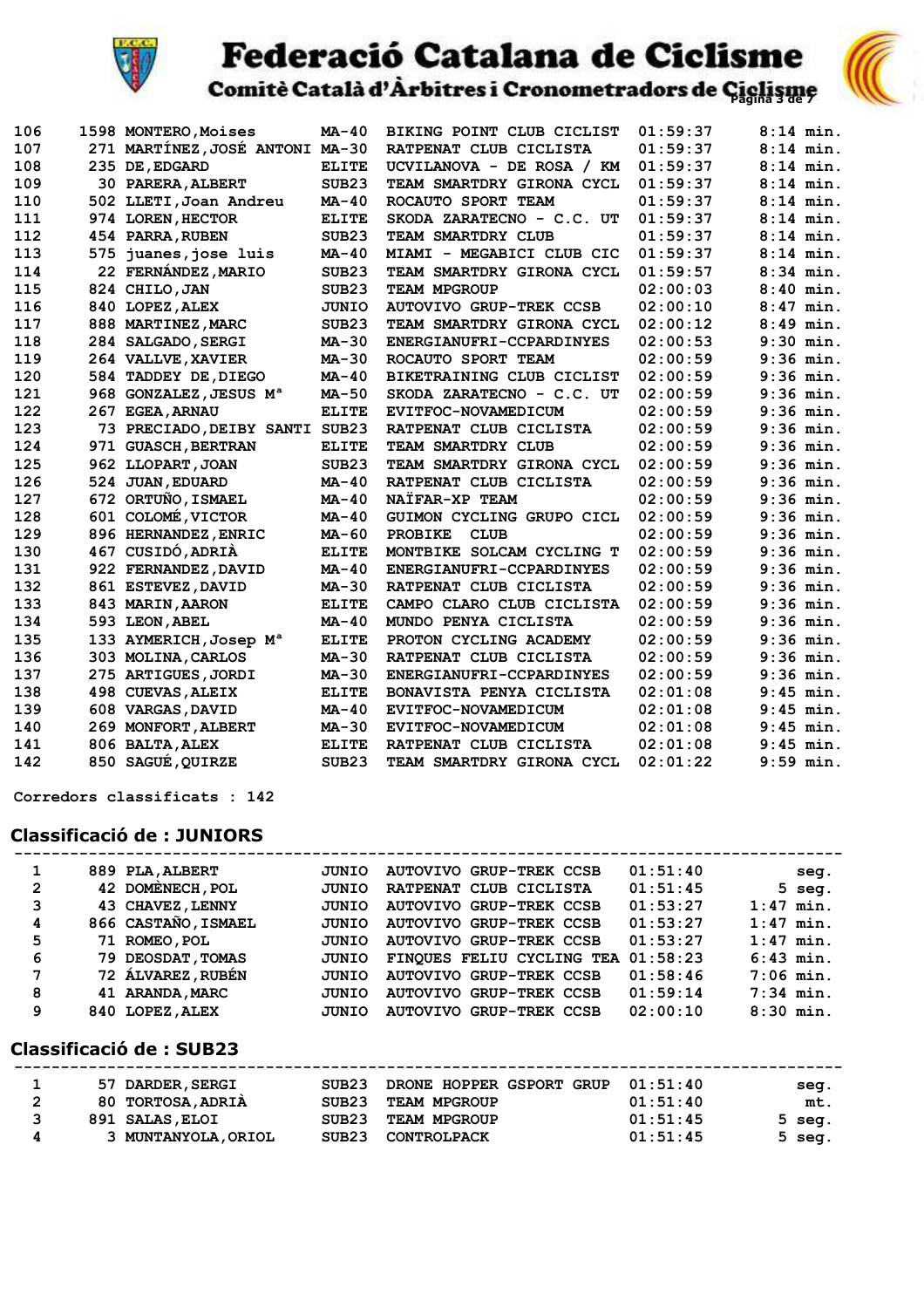# Federació Catalana de Ciclisme

## Comitè Català d'Àrbitres i Cronometradors de Ciclisme

| | | | | | | |
|---|---|---|---|---|---|---|
| 106 | 1598 | MONTERO,Moises | MA-40 | BIKING POINT CLUB CICLIST | 01:59:37 | 8:14 min. |
| 107 | 271 | MARTÍNEZ,JOSÉ ANTONI | MA-30 | RATPENAT CLUB CICLISTA | 01:59:37 | 8:14 min. |
| 108 | 235 | DE,EDGARD | ELITE | UCVILANOVA - DE ROSA / KM | 01:59:37 | 8:14 min. |
| 109 | 30 | PARERA,ALBERT | SUB23 | TEAM SMARTDRY GIRONA CYCL | 01:59:37 | 8:14 min. |
| 110 | 502 | LLETI,Joan Andreu | MA-40 | ROCAUTO SPORT TEAM | 01:59:37 | 8:14 min. |
| 111 | 974 | LOREN,HECTOR | ELITE | SKODA ZARATECNO - C.C. UT | 01:59:37 | 8:14 min. |
| 112 | 454 | PARRA,RUBEN | SUB23 | TEAM SMARTDRY CLUB | 01:59:37 | 8:14 min. |
| 113 | 575 | juanes,jose luis | MA-40 | MIAMI - MEGABICI CLUB CIC | 01:59:37 | 8:14 min. |
| 114 | 22 | FERNÁNDEZ,MARIO | SUB23 | TEAM SMARTDRY GIRONA CYCL | 01:59:57 | 8:34 min. |
| 115 | 824 | CHILO,JAN | SUB23 | TEAM MPGROUP | 02:00:03 | 8:40 min. |
| 116 | 840 | LOPEZ,ALEX | JUNIO | AUTOVIVO GRUP-TREK CCSB | 02:00:10 | 8:47 min. |
| 117 | 888 | MARTINEZ,MARC | SUB23 | TEAM SMARTDRY GIRONA CYCL | 02:00:12 | 8:49 min. |
| 118 | 284 | SALGADO,SERGI | MA-30 | ENERGIANUFRI-CCPARDINYES | 02:00:53 | 9:30 min. |
| 119 | 264 | VALLVE,XAVIER | MA-30 | ROCAUTO SPORT TEAM | 02:00:59 | 9:36 min. |
| 120 | 584 | TADDEY DE,DIEGO | MA-40 | BIKETRAINING CLUB CICLIST | 02:00:59 | 9:36 min. |
| 121 | 968 | GONZALEZ,JESUS Mª | MA-50 | SKODA ZARATECNO - C.C. UT | 02:00:59 | 9:36 min. |
| 122 | 267 | EGEA,ARNAU | ELITE | EVITFOC-NOVAMEDICUM | 02:00:59 | 9:36 min. |
| 123 | 73 | PRECIADO,DEIBY SANTI | SUB23 | RATPENAT CLUB CICLISTA | 02:00:59 | 9:36 min. |
| 124 | 971 | GUASCH,BERTRAN | ELITE | TEAM SMARTDRY CLUB | 02:00:59 | 9:36 min. |
| 125 | 962 | LLOPART,JOAN | SUB23 | TEAM SMARTDRY GIRONA CYCL | 02:00:59 | 9:36 min. |
| 126 | 524 | JUAN,EDUARD | MA-40 | RATPENAT CLUB CICLISTA | 02:00:59 | 9:36 min. |
| 127 | 672 | ORTUÑO,ISMAEL | MA-40 | NAÏFAR-XP TEAM | 02:00:59 | 9:36 min. |
| 128 | 601 | COLOMÉ,VICTOR | MA-40 | GUIMON CYCLING GRUPO CICL | 02:00:59 | 9:36 min. |
| 129 | 896 | HERNANDEZ,ENRIC | MA-60 | PROBIKE CLUB | 02:00:59 | 9:36 min. |
| 130 | 467 | CUSIDÓ,ADRIÀ | ELITE | MONTBIKE SOLCAM CYCLING T | 02:00:59 | 9:36 min. |
| 131 | 922 | FERNANDEZ,DAVID | MA-40 | ENERGIANUFRI-CCPARDINYES | 02:00:59 | 9:36 min. |
| 132 | 861 | ESTEVEZ,DAVID | MA-30 | RATPENAT CLUB CICLISTA | 02:00:59 | 9:36 min. |
| 133 | 843 | MARIN,AARON | ELITE | CAMPO CLARO CLUB CICLISTA | 02:00:59 | 9:36 min. |
| 134 | 593 | LEON,ABEL | MA-40 | MUNDO PENYA CICLISTA | 02:00:59 | 9:36 min. |
| 135 | 133 | AYMERICH,Josep Mª | ELITE | PROTON CYCLING ACADEMY | 02:00:59 | 9:36 min. |
| 136 | 303 | MOLINA,CARLOS | MA-30 | RATPENAT CLUB CICLISTA | 02:00:59 | 9:36 min. |
| 137 | 275 | ARTIGUES,JORDI | MA-30 | ENERGIANUFRI-CCPARDINYES | 02:00:59 | 9:36 min. |
| 138 | 498 | CUEVAS,ALEIX | ELITE | BONAVISTA PENYA CICLISTA | 02:01:08 | 9:45 min. |
| 139 | 608 | VARGAS,DAVID | MA-40 | EVITFOC-NOVAMEDICUM | 02:01:08 | 9:45 min. |
| 140 | 269 | MONFORT,ALBERT | MA-30 | EVITFOC-NOVAMEDICUM | 02:01:08 | 9:45 min. |
| 141 | 806 | BALTA,ALEX | ELITE | RATPENAT CLUB CICLISTA | 02:01:08 | 9:45 min. |
| 142 | 850 | SAGUÉ,QUIRZE | SUB23 | TEAM SMARTDRY GIRONA CYCL | 02:01:22 | 9:59 min. |

Corredors classificats : 142

## Classificació de : JUNIORS

| | | | | | | |
|---|---|---|---|---|---|---|
| 1 | 889 | PLA,ALBERT | JUNIO | AUTOVIVO GRUP-TREK CCSB | 01:51:40 | seg. |
| 2 | 42 | DOMÈNECH,POL | JUNIO | RATPENAT CLUB CICLISTA | 01:51:45 | 5 seg. |
| 3 | 43 | CHAVEZ,LENNY | JUNIO | AUTOVIVO GRUP-TREK CCSB | 01:53:27 | 1:47 min. |
| 4 | 866 | CASTAÑO,ISMAEL | JUNIO | AUTOVIVO GRUP-TREK CCSB | 01:53:27 | 1:47 min. |
| 5 | 71 | ROMEO,POL | JUNIO | AUTOVIVO GRUP-TREK CCSB | 01:53:27 | 1:47 min. |
| 6 | 79 | DEOSDAT,TOMAS | JUNIO | FINQUES FELIU CYCLING TEA | 01:58:23 | 6:43 min. |
| 7 | 72 | ÁLVAREZ,RUBÉN | JUNIO | AUTOVIVO GRUP-TREK CCSB | 01:58:46 | 7:06 min. |
| 8 | 41 | ARANDA,MARC | JUNIO | AUTOVIVO GRUP-TREK CCSB | 01:59:14 | 7:34 min. |
| 9 | 840 | LOPEZ,ALEX | JUNIO | AUTOVIVO GRUP-TREK CCSB | 02:00:10 | 8:30 min. |

## Classificació de : SUB23

| | | | | | | |
|---|---|---|---|---|---|---|
| 1 | 57 | DARDER,SERGI | SUB23 | DRONE HOPPER GSPORT GRUP | 01:51:40 | seg. |
| 2 | 80 | TORTOSA,ADRIÀ | SUB23 | TEAM MPGROUP | 01:51:40 | mt. |
| 3 | 891 | SALAS,ELOI | SUB23 | TEAM MPGROUP | 01:51:45 | 5 seg. |
| 4 | 3 | MUNTANYOLA,ORIOL | SUB23 | CONTROLPACK | 01:51:45 | 5 seg. |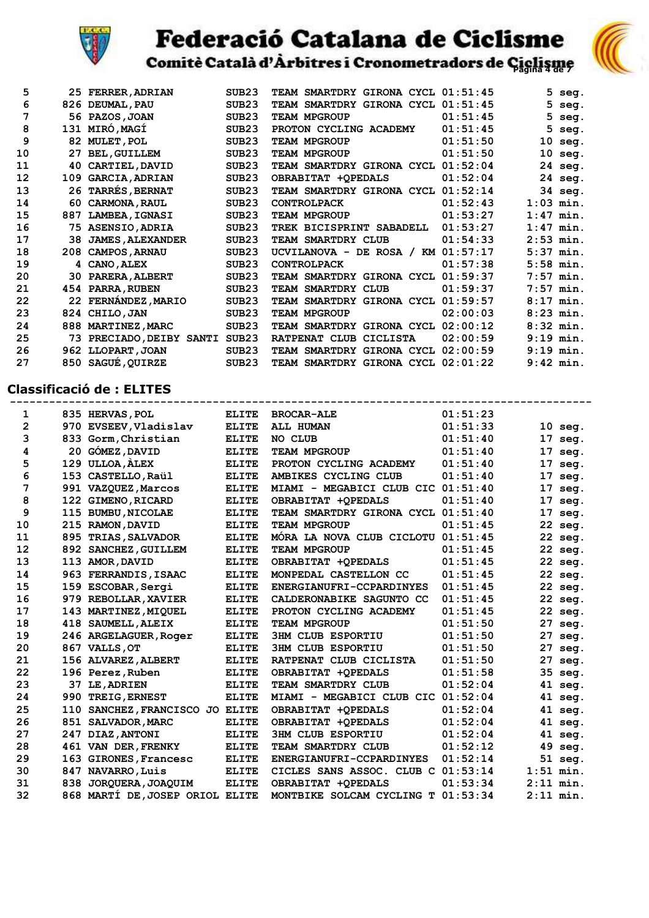| | | | | | | |
|---|---|---|---|---|---|---|
| 5 | 25 | FERRER,ADRIAN | SUB23 | TEAM SMARTDRY GIRONA CYCL | 01:51:45 | 5 seg. |
| 6 | 826 | DEUMAL,PAU | SUB23 | TEAM SMARTDRY GIRONA CYCL | 01:51:45 | 5 seg. |
| 7 | 56 | PAZOS,JOAN | SUB23 | TEAM MPGROUP | 01:51:45 | 5 seg. |
| 8 | 131 | MIRÓ,MAGÍ | SUB23 | PROTON CYCLING ACADEMY | 01:51:45 | 5 seg. |
| 9 | 82 | MULET,POL | SUB23 | TEAM MPGROUP | 01:51:50 | 10 seg. |
| 10 | 27 | BEL,GUILLEM | SUB23 | TEAM MPGROUP | 01:51:50 | 10 seg. |
| 11 | 40 | CARTIEL,DAVID | SUB23 | TEAM SMARTDRY GIRONA CYCL | 01:52:04 | 24 seg. |
| 12 | 109 | GARCIA,ADRIAN | SUB23 | OBRABITAT +QPEDALS | 01:52:04 | 24 seg. |
| 13 | 26 | TARRÉS,BERNAT | SUB23 | TEAM SMARTDRY GIRONA CYCL | 01:52:14 | 34 seg. |
| 14 | 60 | CARMONA,RAUL | SUB23 | CONTROLPACK | 01:52:43 | 1:03 min. |
| 15 | 887 | LAMBEA,IGNASI | SUB23 | TEAM MPGROUP | 01:53:27 | 1:47 min. |
| 16 | 75 | ASENSIO,ADRIA | SUB23 | TREK BICISPRINT SABADELL | 01:53:27 | 1:47 min. |
| 17 | 38 | JAMES,ALEXANDER | SUB23 | TEAM SMARTDRY CLUB | 01:54:33 | 2:53 min. |
| 18 | 208 | CAMPOS,ARNAU | SUB23 | UCVILANOVA - DE ROSA / KM | 01:57:17 | 5:37 min. |
| 19 | 4 | CANO,ALEX | SUB23 | CONTROLPACK | 01:57:38 | 5:58 min. |
| 20 | 30 | PARERA,ALBERT | SUB23 | TEAM SMARTDRY GIRONA CYCL | 01:59:37 | 7:57 min. |
| 21 | 454 | PARRA,RUBEN | SUB23 | TEAM SMARTDRY CLUB | 01:59:37 | 7:57 min. |
| 22 | 22 | FERNÁNDEZ,MARIO | SUB23 | TEAM SMARTDRY GIRONA CYCL | 01:59:57 | 8:17 min. |
| 23 | 824 | CHILO,JAN | SUB23 | TEAM MPGROUP | 02:00:03 | 8:23 min. |
| 24 | 888 | MARTINEZ,MARC | SUB23 | TEAM SMARTDRY GIRONA CYCL | 02:00:12 | 8:32 min. |
| 25 | 73 | PRECIADO,DEIBY SANTI | SUB23 | RATPENAT CLUB CICLISTA | 02:00:59 | 9:19 min. |
| 26 | 962 | LLOPART,JOAN | SUB23 | TEAM SMARTDRY GIRONA CYCL | 02:00:59 | 9:19 min. |
| 27 | 850 | SAGUÉ,QUIRZE | SUB23 | TEAM SMARTDRY GIRONA CYCL | 02:01:22 | 9:42 min. |

## Classificació de : ELITES

| | | | | | | |
|---|---|---|---|---|---|---|
| 1 | 835 | HERVAS,POL | ELITE | BROCAR-ALE | 01:51:23 | |
| 2 | 970 | EVSEEV,Vladislav | ELITE | ALL HUMAN | 01:51:33 | 10 seg. |
| 3 | 833 | Gorm,Christian | ELITE | NO CLUB | 01:51:40 | 17 seg. |
| 4 | 20 | GÓMEZ,DAVID | ELITE | TEAM MPGROUP | 01:51:40 | 17 seg. |
| 5 | 129 | ULLOA,ÀLEX | ELITE | PROTON CYCLING ACADEMY | 01:51:40 | 17 seg. |
| 6 | 153 | CASTELLO,Raül | ELITE | AMBIKES CYCLING CLUB | 01:51:40 | 17 seg. |
| 7 | 991 | VAZQUEZ,Marcos | ELITE | MIAMI - MEGABICI CLUB CIC | 01:51:40 | 17 seg. |
| 8 | 122 | GIMENO,RICARD | ELITE | OBRABITAT +QPEDALS | 01:51:40 | 17 seg. |
| 9 | 115 | BUMBU,NICOLAE | ELITE | TEAM SMARTDRY GIRONA CYCL | 01:51:40 | 17 seg. |
| 10 | 215 | RAMON,DAVID | ELITE | TEAM MPGROUP | 01:51:45 | 22 seg. |
| 11 | 895 | TRIAS,SALVADOR | ELITE | MÓRA LA NOVA CLUB CICLOTU | 01:51:45 | 22 seg. |
| 12 | 892 | SANCHEZ,GUILLEM | ELITE | TEAM MPGROUP | 01:51:45 | 22 seg. |
| 13 | 113 | AMOR,DAVID | ELITE | OBRABITAT +QPEDALS | 01:51:45 | 22 seg. |
| 14 | 963 | FERRANDIS,ISAAC | ELITE | MONPEDAL CASTELLON CC | 01:51:45 | 22 seg. |
| 15 | 159 | ESCOBAR,Sergi | ELITE | ENERGIANUFRI-CCPARDINYES | 01:51:45 | 22 seg. |
| 16 | 979 | REBOLLAR,XAVIER | ELITE | CALDERONABIKE SAGUNTO CC | 01:51:45 | 22 seg. |
| 17 | 143 | MARTINEZ,MIQUEL | ELITE | PROTON CYCLING ACADEMY | 01:51:45 | 22 seg. |
| 18 | 418 | SAUMELL,ALEIX | ELITE | TEAM MPGROUP | 01:51:50 | 27 seg. |
| 19 | 246 | ARGELAGUER,Roger | ELITE | 3HM CLUB ESPORTIU | 01:51:50 | 27 seg. |
| 20 | 867 | VALLS,OT | ELITE | 3HM CLUB ESPORTIU | 01:51:50 | 27 seg. |
| 21 | 156 | ALVAREZ,ALBERT | ELITE | RATPENAT CLUB CICLISTA | 01:51:50 | 27 seg. |
| 22 | 196 | Perez,Ruben | ELITE | OBRABITAT +QPEDALS | 01:51:58 | 35 seg. |
| 23 | 37 | LE,ADRIEN | ELITE | TEAM SMARTDRY CLUB | 01:52:04 | 41 seg. |
| 24 | 990 | TREIG,ERNEST | ELITE | MIAMI - MEGABICI CLUB CIC | 01:52:04 | 41 seg. |
| 25 | 110 | SANCHEZ,FRANCISCO JO | ELITE | OBRABITAT +QPEDALS | 01:52:04 | 41 seg. |
| 26 | 851 | SALVADOR,MARC | ELITE | OBRABITAT +QPEDALS | 01:52:04 | 41 seg. |
| 27 | 247 | DIAZ,ANTONI | ELITE | 3HM CLUB ESPORTIU | 01:52:04 | 41 seg. |
| 28 | 461 | VAN DER,FRENKY | ELITE | TEAM SMARTDRY CLUB | 01:52:12 | 49 seg. |
| 29 | 163 | GIRONES,Francesc | ELITE | ENERGIANUFRI-CCPARDINYES | 01:52:14 | 51 seg. |
| 30 | 847 | NAVARRO,Luis | ELITE | CICLES SANS ASSOC. CLUB C | 01:53:14 | 1:51 min. |
| 31 | 838 | JORQUERA,JOAQUIM | ELITE | OBRABITAT +QPEDALS | 01:53:34 | 2:11 min. |
| 32 | 868 | MARTÍ DE,JOSEP ORIOL | ELITE | MONTBIKE SOLCAM CYCLING T | 01:53:34 | 2:11 min. |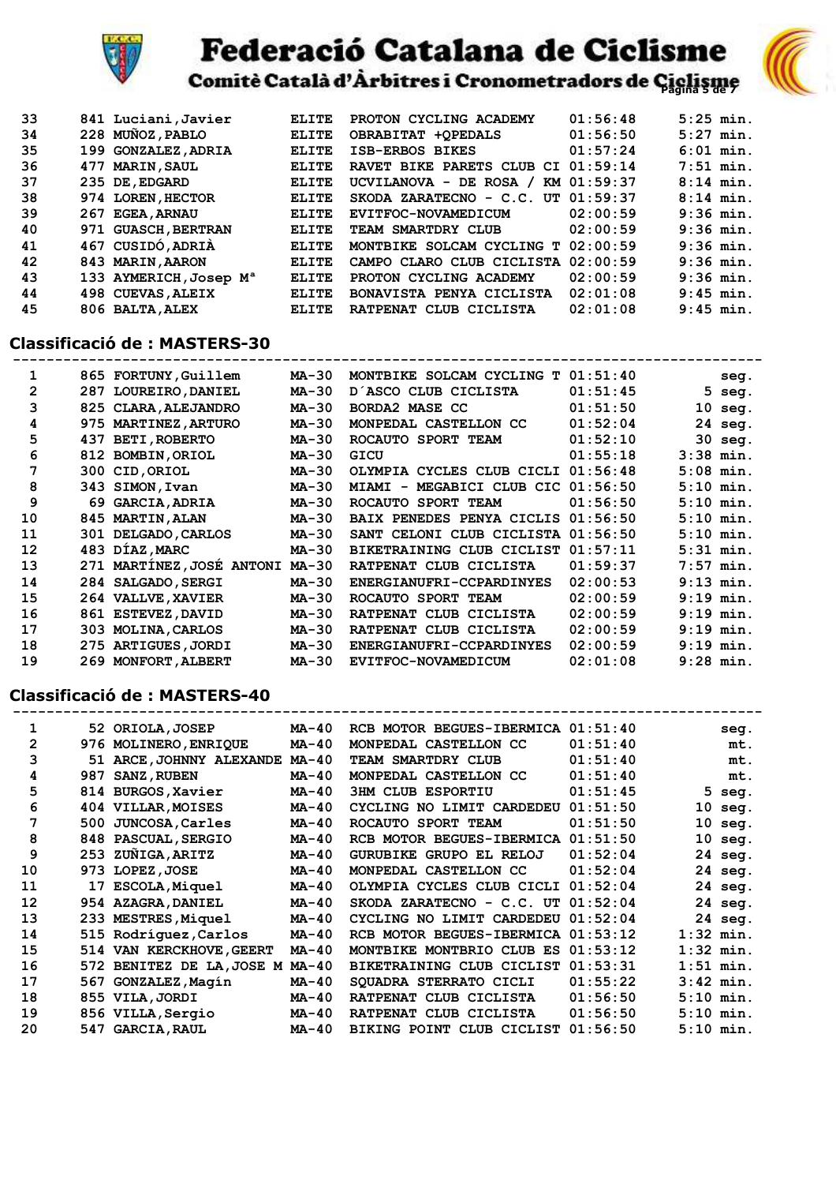| | | | | | | |
|---|---|---|---|---|---|---|
| 33 | 841 | Luciani,Javier | ELITE | PROTON CYCLING ACADEMY | 01:56:48 | 5:25 min. |
| 34 | 228 | MUÑOZ,PABLO | ELITE | OBRABITAT +QPEDALS | 01:56:50 | 5:27 min. |
| 35 | 199 | GONZALEZ,ADRIA | ELITE | ISB-ERBOS BIKES | 01:57:24 | 6:01 min. |
| 36 | 477 | MARIN,SAUL | ELITE | RAVET BIKE PARETS CLUB CI | 01:59:14 | 7:51 min. |
| 37 | 235 | DE,EDGARD | ELITE | UCVILANOVA - DE ROSA / KM | 01:59:37 | 8:14 min. |
| 38 | 974 | LOREN,HECTOR | ELITE | SKODA ZARATECNO - C.C. UT | 01:59:37 | 8:14 min. |
| 39 | 267 | EGEA,ARNAU | ELITE | EVITFOC-NOVAMEDICUM | 02:00:59 | 9:36 min. |
| 40 | 971 | GUASCH,BERTRAN | ELITE | TEAM SMARTDRY CLUB | 02:00:59 | 9:36 min. |
| 41 | 467 | CUSIDÓ,ADRIÀ | ELITE | MONTBIKE SOLCAM CYCLING T | 02:00:59 | 9:36 min. |
| 42 | 843 | MARIN,AARON | ELITE | CAMPO CLARO CLUB CICLISTA | 02:00:59 | 9:36 min. |
| 43 | 133 | AYMERICH,Josep Mª | ELITE | PROTON CYCLING ACADEMY | 02:00:59 | 9:36 min. |
| 44 | 498 | CUEVAS,ALEIX | ELITE | BONAVISTA PENYA CICLISTA | 02:01:08 | 9:45 min. |
| 45 | 806 | BALTA,ALEX | ELITE | RATPENAT CLUB CICLISTA | 02:01:08 | 9:45 min. |

## Classificació de : MASTERS-30

| | | | | | | |
|---|---|---|---|---|---|---|
| 1 | 865 | FORTUNY,Guillem | MA-30 | MONTBIKE SOLCAM CYCLING T | 01:51:40 | seg. |
| 2 | 287 | LOUREIRO,DANIEL | MA-30 | D´ASCO CLUB CICLISTA | 01:51:45 | 5 seg. |
| 3 | 825 | CLARA,ALEJANDRO | MA-30 | BORDA2 MASE CC | 01:51:50 | 10 seg. |
| 4 | 975 | MARTINEZ,ARTURO | MA-30 | MONPEDAL CASTELLON CC | 01:52:04 | 24 seg. |
| 5 | 437 | BETI,ROBERTO | MA-30 | ROCAUTO SPORT TEAM | 01:52:10 | 30 seg. |
| 6 | 812 | BOMBIN,ORIOL | MA-30 | GICU | 01:55:18 | 3:38 min. |
| 7 | 300 | CID,ORIOL | MA-30 | OLYMPIA CYCLES CLUB CICLI | 01:56:48 | 5:08 min. |
| 8 | 343 | SIMON,Ivan | MA-30 | MIAMI - MEGABICI CLUB CIC | 01:56:50 | 5:10 min. |
| 9 | 69 | GARCIA,ADRIA | MA-30 | ROCAUTO SPORT TEAM | 01:56:50 | 5:10 min. |
| 10 | 845 | MARTIN,ALAN | MA-30 | BAIX PENEDES PENYA CICLIS | 01:56:50 | 5:10 min. |
| 11 | 301 | DELGADO,CARLOS | MA-30 | SANT CELONI CLUB CICLISTA | 01:56:50 | 5:10 min. |
| 12 | 483 | DÍAZ,MARC | MA-30 | BIKETRAINING CLUB CICLIST | 01:57:11 | 5:31 min. |
| 13 | 271 | MARTÍNEZ,JOSÉ ANTONI | MA-30 | RATPENAT CLUB CICLISTA | 01:59:37 | 7:57 min. |
| 14 | 284 | SALGADO,SERGI | MA-30 | ENERGIANUFRI-CCPARDINYES | 02:00:53 | 9:13 min. |
| 15 | 264 | VALLVE,XAVIER | MA-30 | ROCAUTO SPORT TEAM | 02:00:59 | 9:19 min. |
| 16 | 861 | ESTEVEZ,DAVID | MA-30 | RATPENAT CLUB CICLISTA | 02:00:59 | 9:19 min. |
| 17 | 303 | MOLINA,CARLOS | MA-30 | RATPENAT CLUB CICLISTA | 02:00:59 | 9:19 min. |
| 18 | 275 | ARTIGUES,JORDI | MA-30 | ENERGIANUFRI-CCPARDINYES | 02:00:59 | 9:19 min. |
| 19 | 269 | MONFORT,ALBERT | MA-30 | EVITFOC-NOVAMEDICUM | 02:01:08 | 9:28 min. |

## Classificació de : MASTERS-40

| | | | | | | |
|---|---|---|---|---|---|---|
| 1 | 52 | ORIOLA,JOSEP | MA-40 | RCB MOTOR BEGUES-IBERMICA | 01:51:40 | seg. |
| 2 | 976 | MOLINERO,ENRIQUE | MA-40 | MONPEDAL CASTELLON CC | 01:51:40 | mt. |
| 3 | 51 | ARCE,JOHNNY ALEXANDE | MA-40 | TEAM SMARTDRY CLUB | 01:51:40 | mt. |
| 4 | 987 | SANZ,RUBEN | MA-40 | MONPEDAL CASTELLON CC | 01:51:40 | mt. |
| 5 | 814 | BURGOS,Xavier | MA-40 | 3HM CLUB ESPORTIU | 01:51:45 | 5 seg. |
| 6 | 404 | VILLAR,MOISES | MA-40 | CYCLING NO LIMIT CARDEDEU | 01:51:50 | 10 seg. |
| 7 | 500 | JUNCOSA,Carles | MA-40 | ROCAUTO SPORT TEAM | 01:51:50 | 10 seg. |
| 8 | 848 | PASCUAL,SERGIO | MA-40 | RCB MOTOR BEGUES-IBERMICA | 01:51:50 | 10 seg. |
| 9 | 253 | ZUÑIGA,ARITZ | MA-40 | GURUBIKE GRUPO EL RELOJ | 01:52:04 | 24 seg. |
| 10 | 973 | LOPEZ,JOSE | MA-40 | MONPEDAL CASTELLON CC | 01:52:04 | 24 seg. |
| 11 | 17 | ESCOLA,Miquel | MA-40 | OLYMPIA CYCLES CLUB CICLI | 01:52:04 | 24 seg. |
| 12 | 954 | AZAGRA,DANIEL | MA-40 | SKODA ZARATECNO - C.C. UT | 01:52:04 | 24 seg. |
| 13 | 233 | MESTRES,Miquel | MA-40 | CYCLING NO LIMIT CARDEDEU | 01:52:04 | 24 seg. |
| 14 | 515 | Rodríguez,Carlos | MA-40 | RCB MOTOR BEGUES-IBERMICA | 01:53:12 | 1:32 min. |
| 15 | 514 | VAN KERCKHOVE,GEERT | MA-40 | MONTBIKE MONTBRIO CLUB ES | 01:53:12 | 1:32 min. |
| 16 | 572 | BENITEZ DE LA,JOSE M | MA-40 | BIKETRAINING CLUB CICLIST | 01:53:31 | 1:51 min. |
| 17 | 567 | GONZALEZ,Magín | MA-40 | SQUADRA STERRATO CICLI | 01:55:22 | 3:42 min. |
| 18 | 855 | VILA,JORDI | MA-40 | RATPENAT CLUB CICLISTA | 01:56:50 | 5:10 min. |
| 19 | 856 | VILLA,Sergio | MA-40 | RATPENAT CLUB CICLISTA | 01:56:50 | 5:10 min. |
| 20 | 547 | GARCIA,RAUL | MA-40 | BIKING POINT CLUB CICLIST | 01:56:50 | 5:10 min. |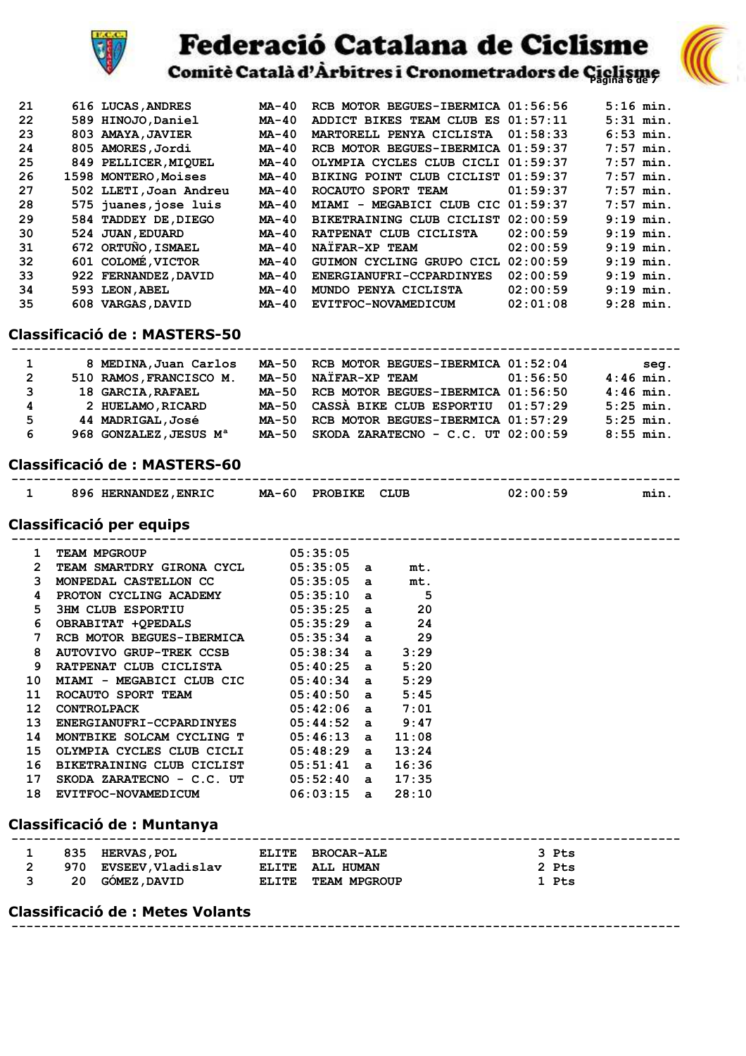| | | | | | | |
|---|---|---|---|---|---|---|
| 21 | 616 | LUCAS,ANDRES | MA-40 | RCB MOTOR BEGUES-IBERMICA | 01:56:56 | 5:16 min. |
| 22 | 589 | HINOJO,Daniel | MA-40 | ADDICT BIKES TEAM CLUB ES | 01:57:11 | 5:31 min. |
| 23 | 803 | AMAYA,JAVIER | MA-40 | MARTORELL PENYA CICLISTA | 01:58:33 | 6:53 min. |
| 24 | 805 | AMORES,Jordi | MA-40 | RCB MOTOR BEGUES-IBERMICA | 01:59:37 | 7:57 min. |
| 25 | 849 | PELLICER,MIQUEL | MA-40 | OLYMPIA CYCLES CLUB CICLI | 01:59:37 | 7:57 min. |
| 26 | 1598 | MONTERO,Moises | MA-40 | BIKING POINT CLUB CICLIST | 01:59:37 | 7:57 min. |
| 27 | 502 | LLETI,Joan Andreu | MA-40 | ROCAUTO SPORT TEAM | 01:59:37 | 7:57 min. |
| 28 | 575 | juanes,jose luis | MA-40 | MIAMI - MEGABICI CLUB CIC | 01:59:37 | 7:57 min. |
| 29 | 584 | TADDEY DE,DIEGO | MA-40 | BIKETRAINING CLUB CICLIST | 02:00:59 | 9:19 min. |
| 30 | 524 | JUAN,EDUARD | MA-40 | RATPENAT CLUB CICLISTA | 02:00:59 | 9:19 min. |
| 31 | 672 | ORTUÑO,ISMAEL | MA-40 | NAÏFAR-XP TEAM | 02:00:59 | 9:19 min. |
| 32 | 601 | COLOMÉ,VICTOR | MA-40 | GUIMON CYCLING GRUPO CICL | 02:00:59 | 9:19 min. |
| 33 | 922 | FERNANDEZ,DAVID | MA-40 | ENERGIANUFRI-CCPARDINYES | 02:00:59 | 9:19 min. |
| 34 | 593 | LEON,ABEL | MA-40 | MUNDO PENYA CICLISTA | 02:00:59 | 9:19 min. |
| 35 | 608 | VARGAS,DAVID | MA-40 | EVITFOC-NOVAMEDICUM | 02:01:08 | 9:28 min. |

## Classificació de : MASTERS-50

| | | | | | | |
|---|---|---|---|---|---|---|
| 1 | 8 | MEDINA,Juan Carlos | MA-50 | RCB MOTOR BEGUES-IBERMICA | 01:52:04 | seg. |
| 2 | 510 | RAMOS,FRANCISCO M. | MA-50 | NAÏFAR-XP TEAM | 01:56:50 | 4:46 min. |
| 3 | 18 | GARCIA,RAFAEL | MA-50 | RCB MOTOR BEGUES-IBERMICA | 01:56:50 | 4:46 min. |
| 4 | 2 | HUELAMO,RICARD | MA-50 | CASSÀ BIKE CLUB ESPORTIU | 01:57:29 | 5:25 min. |
| 5 | 44 | MADRIGAL,José | MA-50 | RCB MOTOR BEGUES-IBERMICA | 01:57:29 | 5:25 min. |
| 6 | 968 | GONZALEZ,JESUS Mª | MA-50 | SKODA ZARATECNO - C.C. UT | 02:00:59 | 8:55 min. |

## Classificació de : MASTERS-60

| | | | | | | |
|---|---|---|---|---|---|---|
| 1 | 896 | HERNANDEZ,ENRIC | MA-60 | PROBIKE CLUB | 02:00:59 | min. |

## Classificació per equips

| | | | | |
|---|---|---|---|---|
| 1 | TEAM MPGROUP | 05:35:05 | | |
| 2 | TEAM SMARTDRY GIRONA CYCL | 05:35:05 | a | mt. |
| 3 | MONPEDAL CASTELLON CC | 05:35:05 | a | mt. |
| 4 | PROTON CYCLING ACADEMY | 05:35:10 | a | 5 |
| 5 | 3HM CLUB ESPORTIU | 05:35:25 | a | 20 |
| 6 | OBRABITAT +QPEDALS | 05:35:29 | a | 24 |
| 7 | RCB MOTOR BEGUES-IBERMICA | 05:35:34 | a | 29 |
| 8 | AUTOVIVO GRUP-TREK CCSB | 05:38:34 | a | 3:29 |
| 9 | RATPENAT CLUB CICLISTA | 05:40:25 | a | 5:20 |
| 10 | MIAMI - MEGABICI CLUB CIC | 05:40:34 | a | 5:29 |
| 11 | ROCAUTO SPORT TEAM | 05:40:50 | a | 5:45 |
| 12 | CONTROLPACK | 05:42:06 | a | 7:01 |
| 13 | ENERGIANUFRI-CCPARDINYES | 05:44:52 | a | 9:47 |
| 14 | MONTBIKE SOLCAM CYCLING T | 05:46:13 | a | 11:08 |
| 15 | OLYMPIA CYCLES CLUB CICLI | 05:48:29 | a | 13:24 |
| 16 | BIKETRAINING CLUB CICLIST | 05:51:41 | a | 16:36 |
| 17 | SKODA ZARATECNO - C.C. UT | 05:52:40 | a | 17:35 |
| 18 | EVITFOC-NOVAMEDICUM | 06:03:15 | a | 28:10 |

## Classificació de : Muntanya

| | | | | | |
|---|---|---|---|---|---|
| 1 | 835 | HERVAS,POL | ELITE | BROCAR-ALE | 3 Pts |
| 2 | 970 | EVSEEV,Vladislav | ELITE | ALL HUMAN | 2 Pts |
| 3 | 20 | GÓMEZ,DAVID | ELITE | TEAM MPGROUP | 1 Pts |

## Classificació de : Metes Volants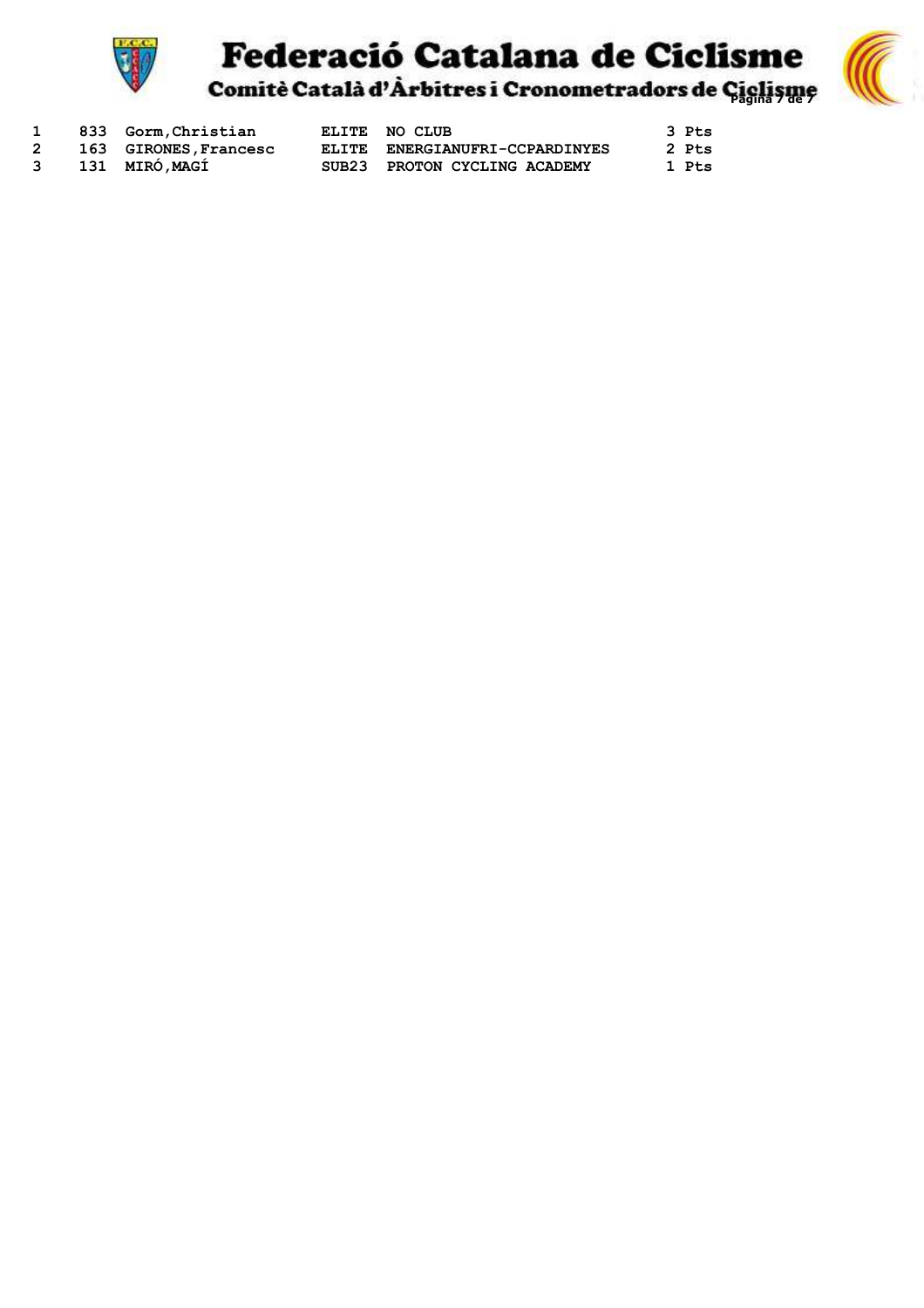| | | | | | |
|---|---|---|---|---|---|
| 1 | 833 | Gorm,Christian | ELITE | NO CLUB | 3 Pts |
| 2 | 163 | GIRONES,Francesc | ELITE | ENERGIANUFRI-CCPARDINYES | 2 Pts |
| 3 | 131 | MIRÓ,MAGÍ | SUB23 | PROTON CYCLING ACADEMY | 1 Pts |